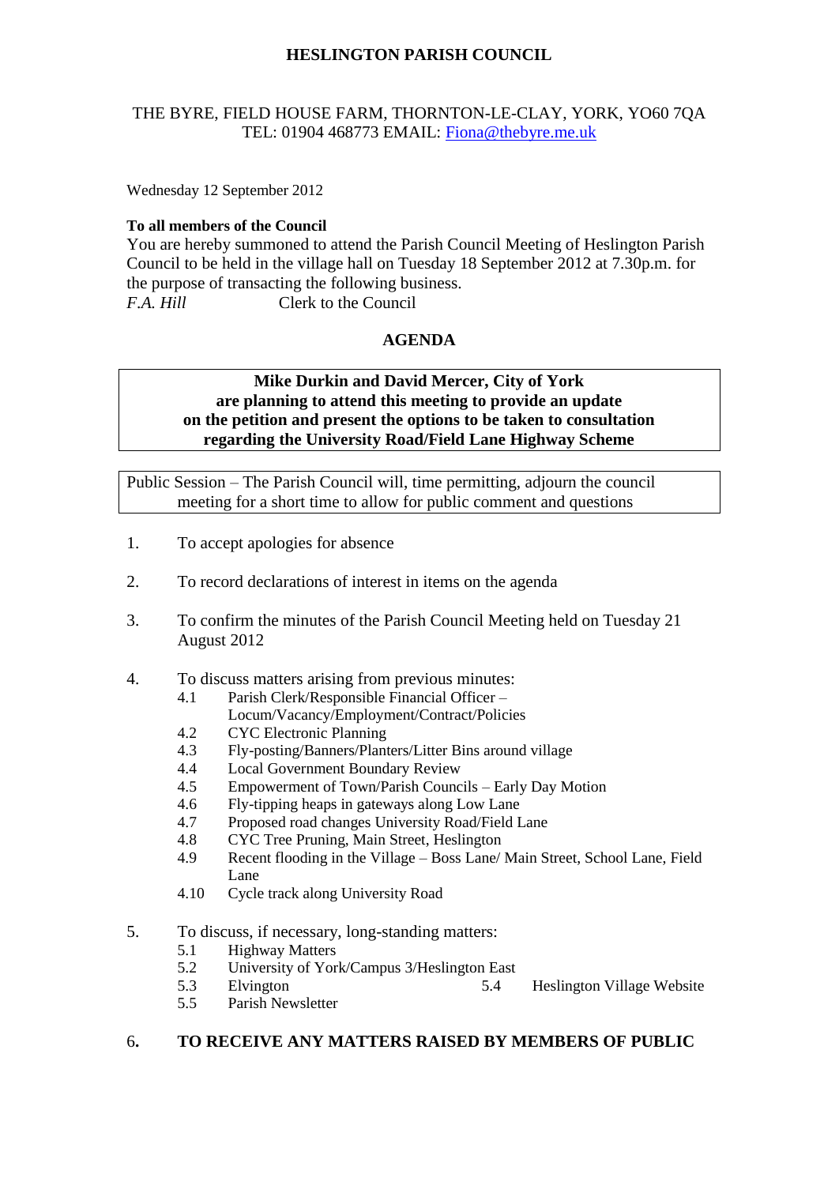# HESLINGTON PARISH COUNCIL

THE BYRE, FIELD HOUSE FARM, THORNTON-LE-CLAY, YORK, YO60 7QA
TEL: 01904 468773 EMAIL: Fiona@thebyre.me.uk

Wednesday 12 September 2012

**To all members of the Council**
You are hereby summoned to attend the Parish Council Meeting of Heslington Parish Council to be held in the village hall on Tuesday 18 September 2012 at 7.30p.m. for the purpose of transacting the following business.
*F.A. Hill* Clerk to the Council

## AGENDA

**Mike Durkin and David Mercer, City of York are planning to attend this meeting to provide an update on the petition and present the options to be taken to consultation regarding the University Road/Field Lane Highway Scheme**

Public Session – The Parish Council will, time permitting, adjourn the council meeting for a short time to allow for public comment and questions

1. To accept apologies for absence

2. To record declarations of interest in items on the agenda

3. To confirm the minutes of the Parish Council Meeting held on Tuesday 21 August 2012

4. To discuss matters arising from previous minutes:
   - 4.1 Parish Clerk/Responsible Financial Officer – Locum/Vacancy/Employment/Contract/Policies
   - 4.2 CYC Electronic Planning
   - 4.3 Fly-posting/Banners/Planters/Litter Bins around village
   - 4.4 Local Government Boundary Review
   - 4.5 Empowerment of Town/Parish Councils – Early Day Motion
   - 4.6 Fly-tipping heaps in gateways along Low Lane
   - 4.7 Proposed road changes University Road/Field Lane
   - 4.8 CYC Tree Pruning, Main Street, Heslington
   - 4.9 Recent flooding in the Village – Boss Lane/ Main Street, School Lane, Field Lane
   - 4.10 Cycle track along University Road

5. To discuss, if necessary, long-standing matters:
   - 5.1 Highway Matters
   - 5.2 University of York/Campus 3/Heslington East
   - 5.3 Elvington
   - 5.4 Heslington Village Website
   - 5.5 Parish Newsletter

6. **TO RECEIVE ANY MATTERS RAISED BY MEMBERS OF PUBLIC**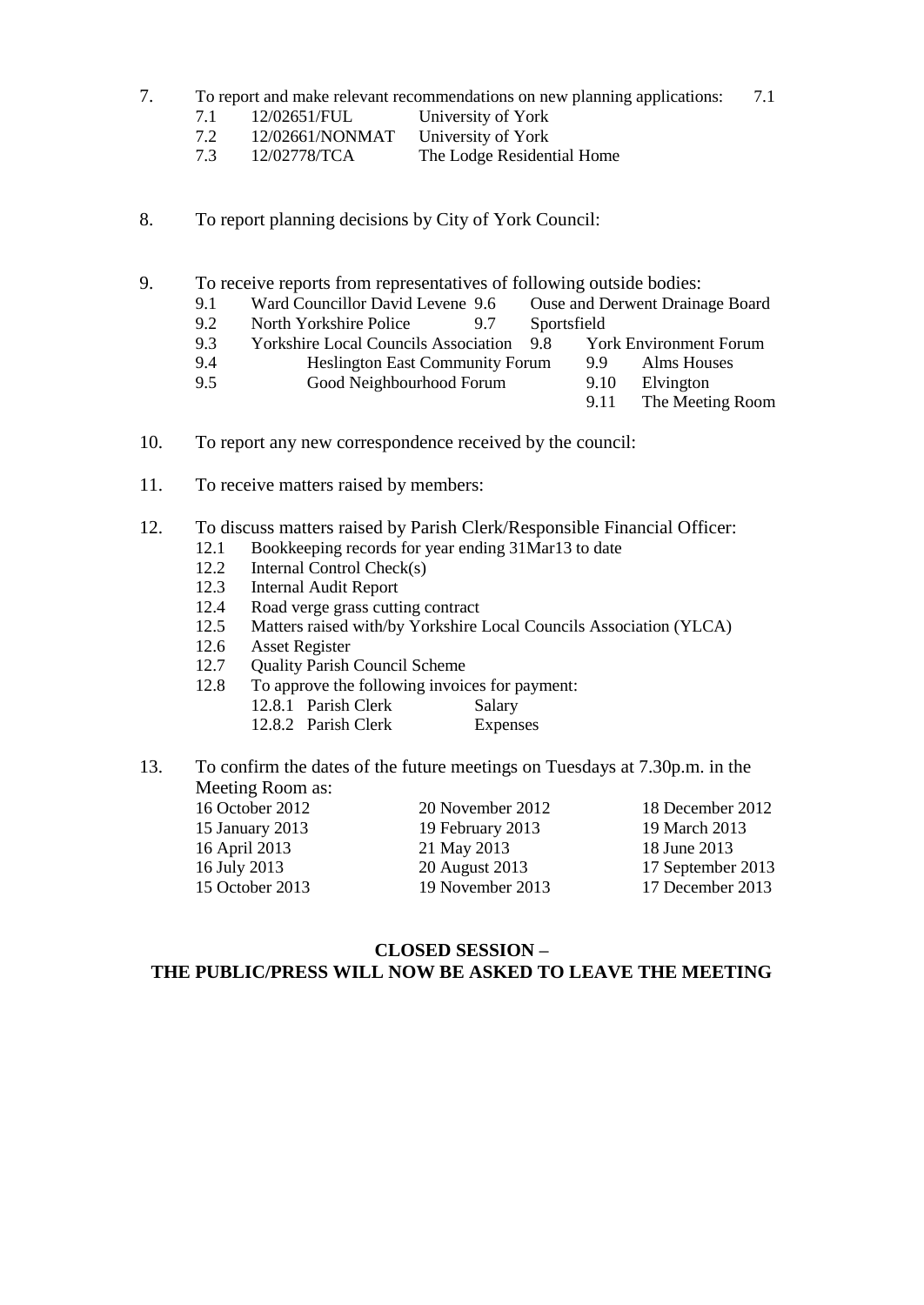7. To report and make relevant recommendations on new planning applications: 7.1
   - 7.1 12/02651/FUL University of York
   - 7.2 12/02661/NONMAT University of York
   - 7.3 12/02778/TCA The Lodge Residential Home

8. To report planning decisions by City of York Council:

9. To receive reports from representatives of following outside bodies:
   - 9.1 Ward Councillor David Levene
   - 9.2 North Yorkshire Police
   - 9.3 Yorkshire Local Councils Association
   - 9.4 Heslington East Community Forum
   - 9.5 Good Neighbourhood Forum
   - 9.6 Ouse and Derwent Drainage Board
   - 9.7 Sportsfield
   - 9.8 York Environment Forum
   - 9.9 Alms Houses
   - 9.10 Elvington
   - 9.11 The Meeting Room

10. To report any new correspondence received by the council:

11. To receive matters raised by members:

12. To discuss matters raised by Parish Clerk/Responsible Financial Officer:
    - 12.1 Bookkeeping records for year ending 31Mar13 to date
    - 12.2 Internal Control Check(s)
    - 12.3 Internal Audit Report
    - 12.4 Road verge grass cutting contract
    - 12.5 Matters raised with/by Yorkshire Local Councils Association (YLCA)
    - 12.6 Asset Register
    - 12.7 Quality Parish Council Scheme
    - 12.8 To approve the following invoices for payment:
      - 12.8.1 Parish Clerk Salary
      - 12.8.2 Parish Clerk Expenses

13. To confirm the dates of the future meetings on Tuesdays at 7.30p.m. in the Meeting Room as:

| | | |
|---|---|---|
| 16 October 2012 | 20 November 2012 | 18 December 2012 |
| 15 January 2013 | 19 February 2013 | 19 March 2013 |
| 16 April 2013 | 21 May 2013 | 18 June 2013 |
| 16 July 2013 | 20 August 2013 | 17 September 2013 |
| 15 October 2013 | 19 November 2013 | 17 December 2013 |

**CLOSED SESSION –**
**THE PUBLIC/PRESS WILL NOW BE ASKED TO LEAVE THE MEETING**